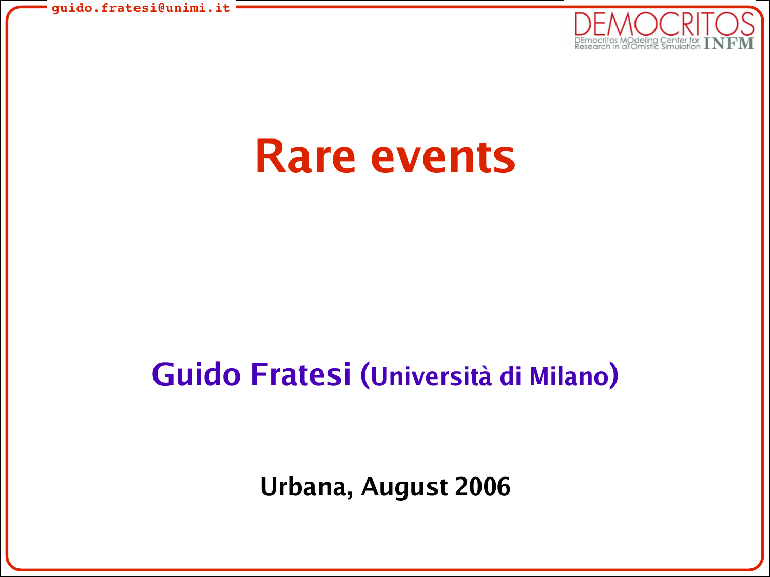# Rare events

**Guido Fratesi (Università di Milano)**

**Urbana, August 2006**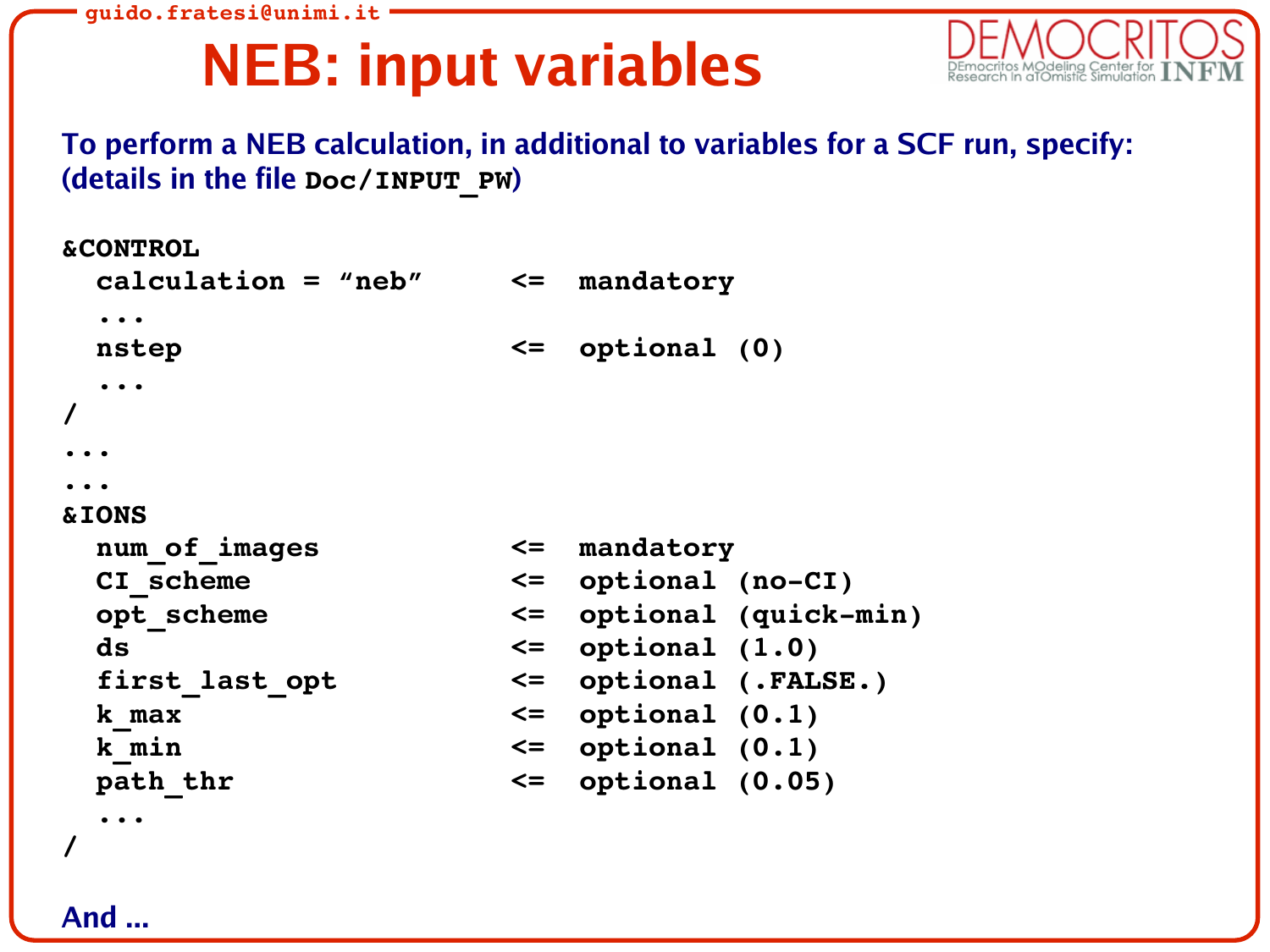# NEB: input variables

To perform a NEB calculation, in additional to variables for a SCF run, specify: (details in the file `Doc/INPUT_PW`)

```
&CONTROL
  calculation = "neb"      <=  mandatory
  ...
  nstep                    <=  optional (0)
  ...
/
...
...
&IONS
  num_of_images            <=  mandatory
  CI_scheme                <=  optional (no-CI)
  opt_scheme               <=  optional (quick-min)
  ds                       <=  optional (1.0)
  first_last_opt           <=  optional (.FALSE.)
  k_max                    <=  optional (0.1)
  k_min                    <=  optional (0.1)
  path_thr                 <=  optional (0.05)
  ...
/
```

And ...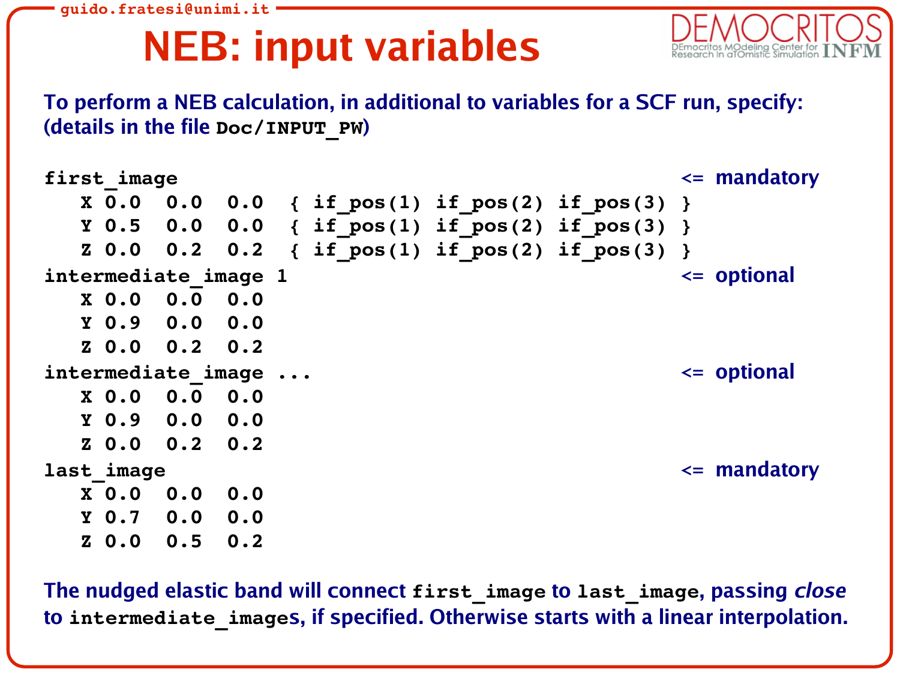# NEB: input variables

**To perform a NEB calculation, in additional to variables for a SCF run, specify: (details in the file `Doc/INPUT_PW`)**

```
first_image                                                      <= mandatory
   X 0.0  0.0  0.0  { if_pos(1) if_pos(2) if_pos(3) }
   Y 0.5  0.0  0.0  { if_pos(1) if_pos(2) if_pos(3) }
   Z 0.0  0.2  0.2  { if_pos(1) if_pos(2) if_pos(3) }
intermediate_image 1                                             <= optional
   X 0.0  0.0  0.0
   Y 0.9  0.0  0.0
   Z 0.0  0.2  0.2
intermediate_image ...                                           <= optional
   X 0.0  0.0  0.0
   Y 0.9  0.0  0.0
   Z 0.0  0.2  0.2
last_image                                                       <= mandatory
   X 0.0  0.0  0.0
   Y 0.7  0.0  0.0
   Z 0.0  0.5  0.2
```

**The nudged elastic band will connect `first_image` to `last_image`, passing *close* to `intermediate_image`s, if specified. Otherwise starts with a linear interpolation.**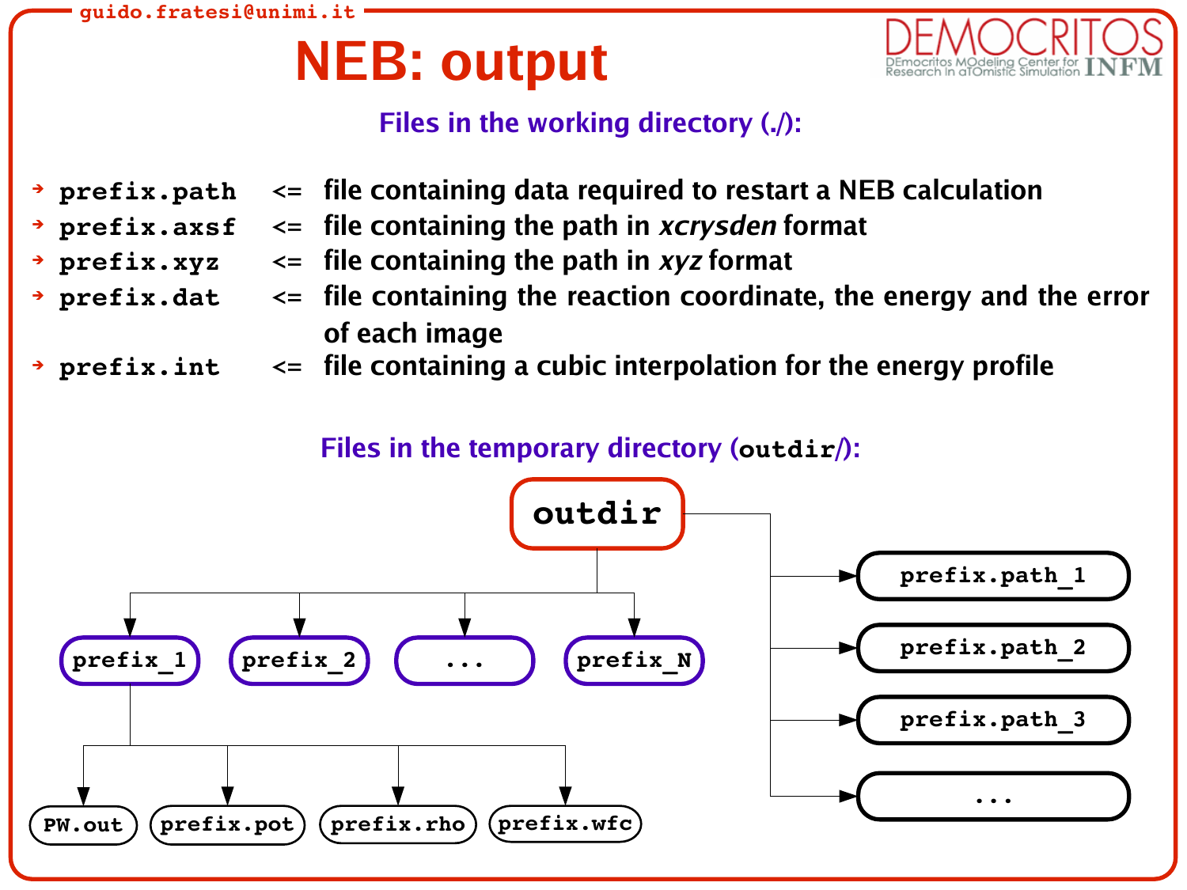# NEB: output

## Files in the working directory (./):

- `prefix.path` <= file containing data required to restart a NEB calculation
- `prefix.axsf` <= file containing the path in *xcrysden* format
- `prefix.xyz` <= file containing the path in *xyz* format
- `prefix.dat` <= file containing the reaction coordinate, the energy and the error of each image
- `prefix.int` <= file containing a cubic interpolation for the energy profile

## Files in the temporary directory (`outdir`/):

```
outdir
├── prefix_1
│   ├── PW.out
│   ├── prefix.pot
│   ├── prefix.rho
│   └── prefix.wfc
├── prefix_2
├── ...
├── prefix_N
├── prefix.path_1
├── prefix.path_2
├── prefix.path_3
└── ...
```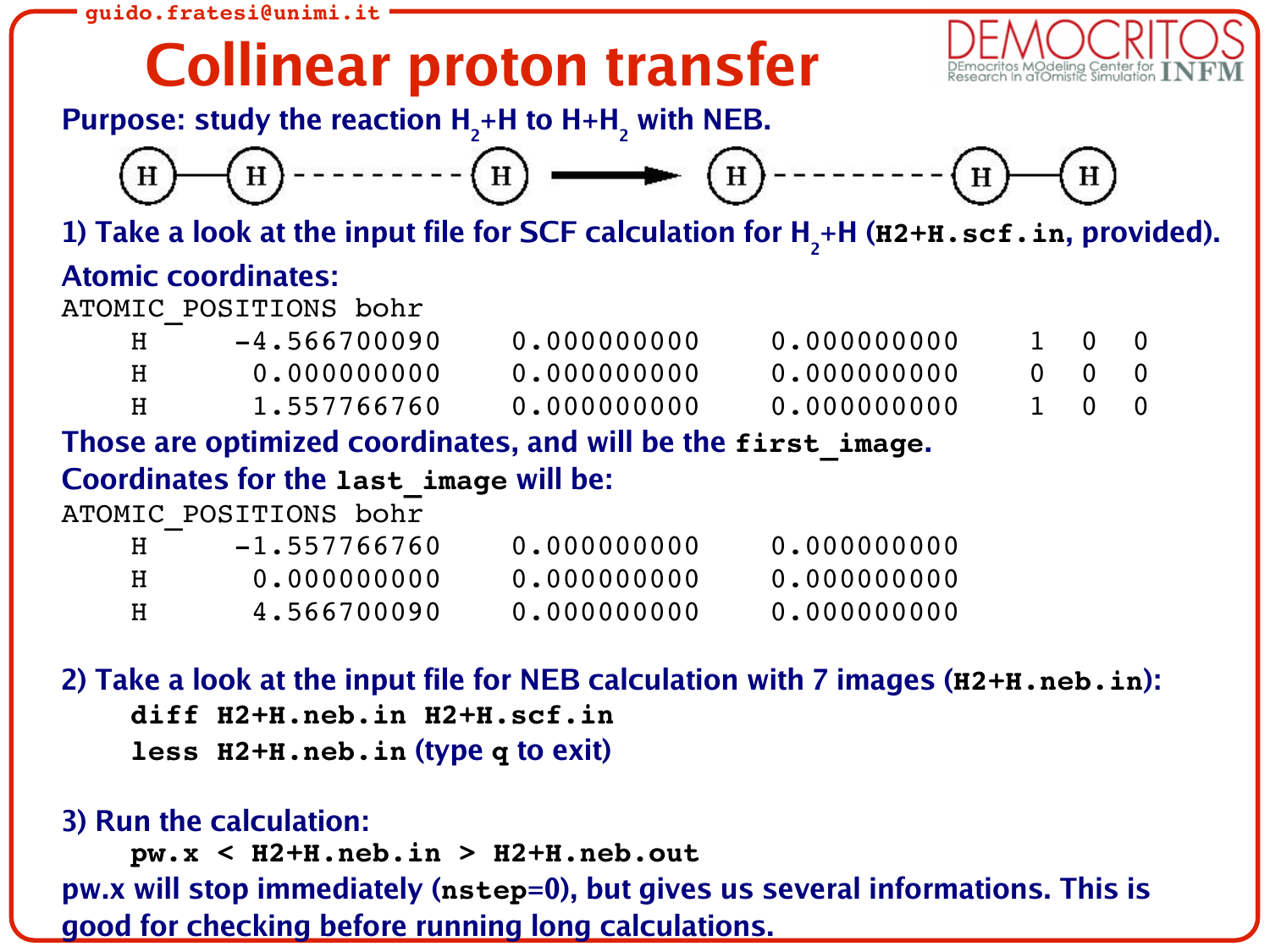# Collinear proton transfer

**Purpose: study the reaction $H_2$+H to H+$H_2$ with NEB.**

H—H - - - - - - - - - H ⟶ H - - - - - - - - - H—H

**1) Take a look at the input file for SCF calculation for $H_2$+H (`H2+H.scf.in`, provided).**

**Atomic coordinates:**

```
ATOMIC_POSITIONS bohr
    H    -4.566700090    0.000000000    0.000000000    1  0  0
    H     0.000000000    0.000000000    0.000000000    0  0  0
    H     1.557766760    0.000000000    0.000000000    1  0  0
```

**Those are optimized coordinates, and will be the `first_image`.**
**Coordinates for the `last_image` will be:**

```
ATOMIC_POSITIONS bohr
    H    -1.557766760    0.000000000    0.000000000
    H     0.000000000    0.000000000    0.000000000
    H     4.566700090    0.000000000    0.000000000
```

**2) Take a look at the input file for NEB calculation with 7 images (`H2+H.neb.in`):**

```
diff H2+H.neb.in H2+H.scf.in
less H2+H.neb.in
```

(type `q` to exit)

**3) Run the calculation:**

```
pw.x < H2+H.neb.in > H2+H.neb.out
```

**pw.x will stop immediately (`nstep=0`), but gives us several informations. This is good for checking before running long calculations.**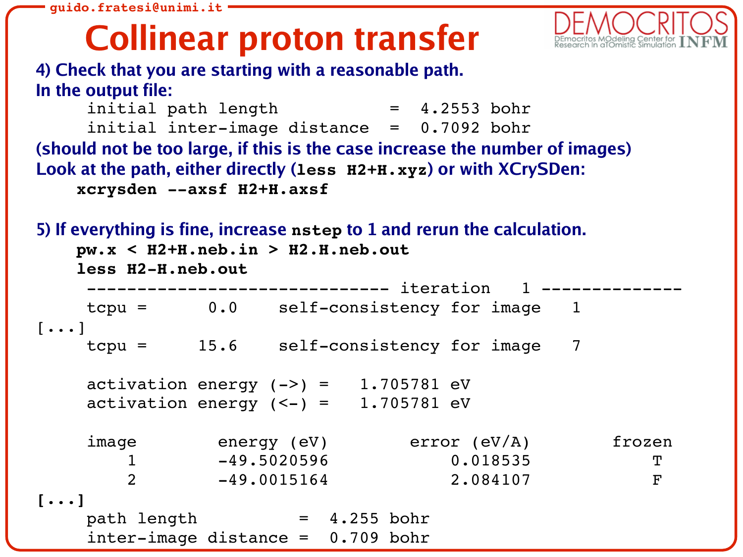# Collinear proton transfer

**4) Check that you are starting with a reasonable path.**
**In the output file:**

```
     initial path length           =  4.2553 bohr
     initial inter-image distance  =  0.7092 bohr
```

**(should not be too large, if this is the case increase the number of images)**
**Look at the path, either directly (`less H2+H.xyz`) or with XCrySDen:**

```
xcrysden --axsf H2+H.axsf
```

**5) If everything is fine, increase `nstep` to 1 and rerun the calculation.**

```
pw.x < H2+H.neb.in > H2.H.neb.out
less H2-H.neb.out
     ------------------------------ iteration   1 --------------
     tcpu =      0.0    self-consistency for image   1
[...]
     tcpu =     15.6    self-consistency for image   7

     activation energy (->) =   1.705781 eV
     activation energy (<-) =   1.705781 eV

     image        energy (eV)        error (eV/A)        frozen
         1        -49.5020596            0.018535            T
         2        -49.0015164            2.084107            F
[...]
     path length          =  4.255 bohr
     inter-image distance =  0.709 bohr
```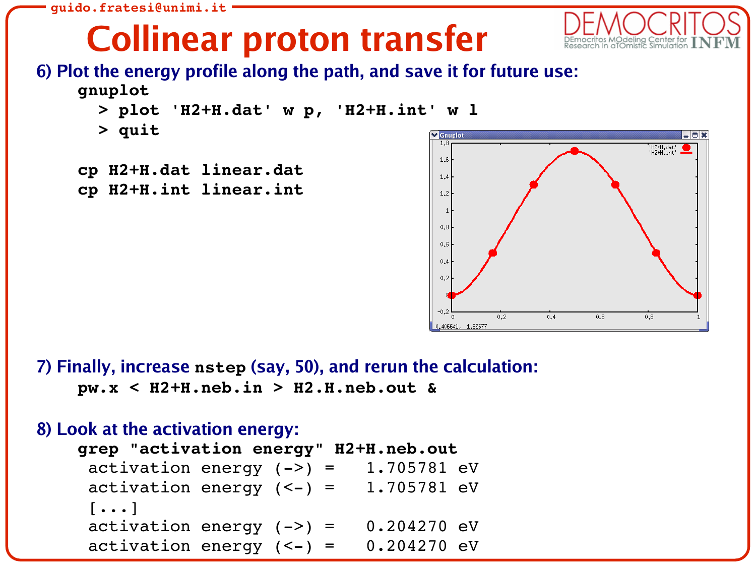# Collinear proton transfer

**6) Plot the energy profile along the path, and save it for future use:**

```
gnuplot
  > plot 'H2+H.dat' w p, 'H2+H.int' w l
  > quit

cp H2+H.dat linear.dat
cp H2+H.int linear.int
```

**7) Finally, increase `nstep` (say, 50), and rerun the calculation:**

```
pw.x < H2+H.neb.in > H2.H.neb.out &
```

**8) Look at the activation energy:**

```
grep "activation energy" H2+H.neb.out
 activation energy (->) =   1.705781 eV
 activation energy (<-) =   1.705781 eV
 [...]
 activation energy (->) =   0.204270 eV
 activation energy (<-) =   0.204270 eV
```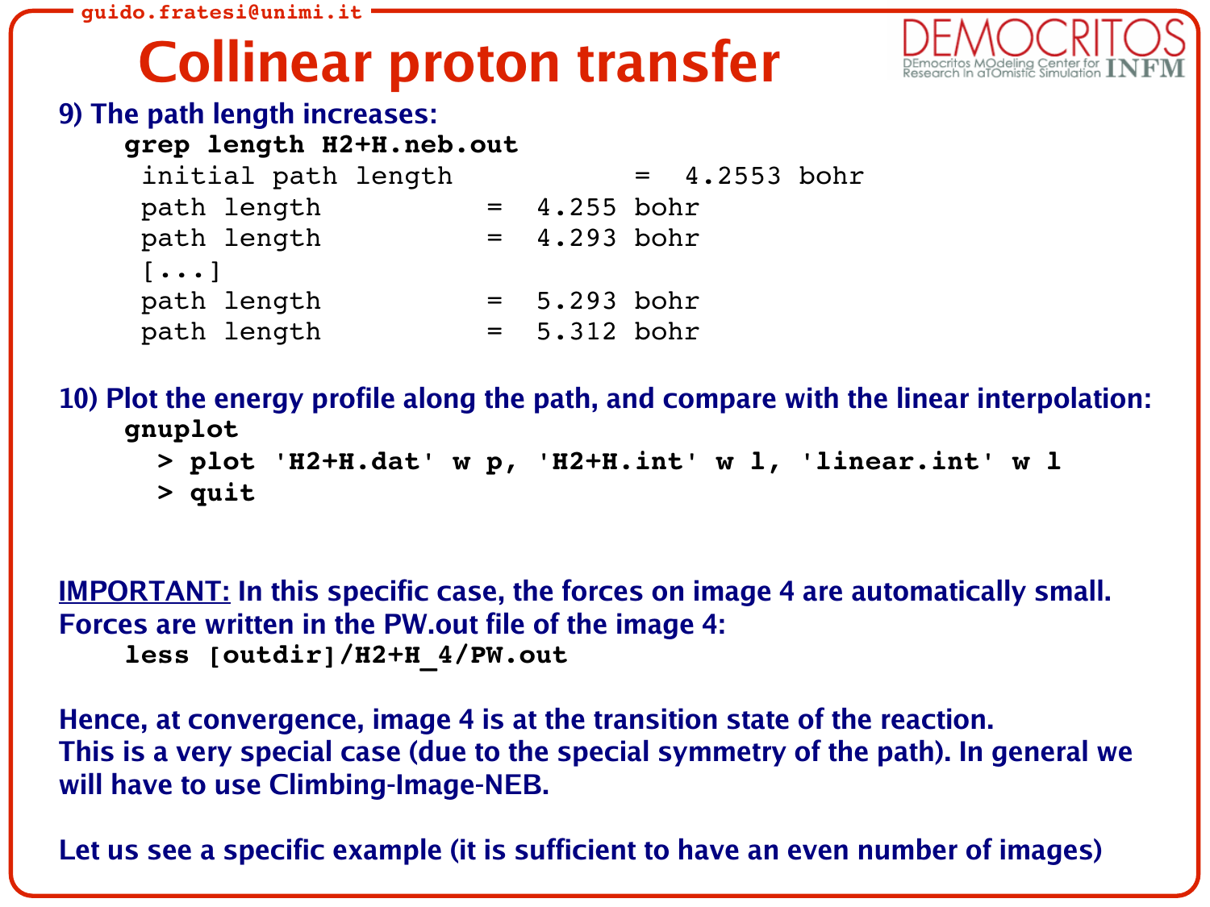# Collinear proton transfer

**9) The path length increases:**

```
grep length H2+H.neb.out
 initial path length          =  4.2553 bohr
 path length          =  4.255 bohr
 path length          =  4.293 bohr
 [...]
 path length          =  5.293 bohr
 path length          =  5.312 bohr
```

**10) Plot the energy profile along the path, and compare with the linear interpolation:**

```
gnuplot
  > plot 'H2+H.dat' w p, 'H2+H.int' w l, 'linear.int' w l
  > quit
```

**<u>IMPORTANT:</u> In this specific case, the forces on image 4 are automatically small. Forces are written in the PW.out file of the image 4:**

```
less [outdir]/H2+H_4/PW.out
```

**Hence, at convergence, image 4 is at the transition state of the reaction. This is a very special case (due to the special symmetry of the path). In general we will have to use Climbing-Image-NEB.**

**Let us see a specific example (it is sufficient to have an even number of images)**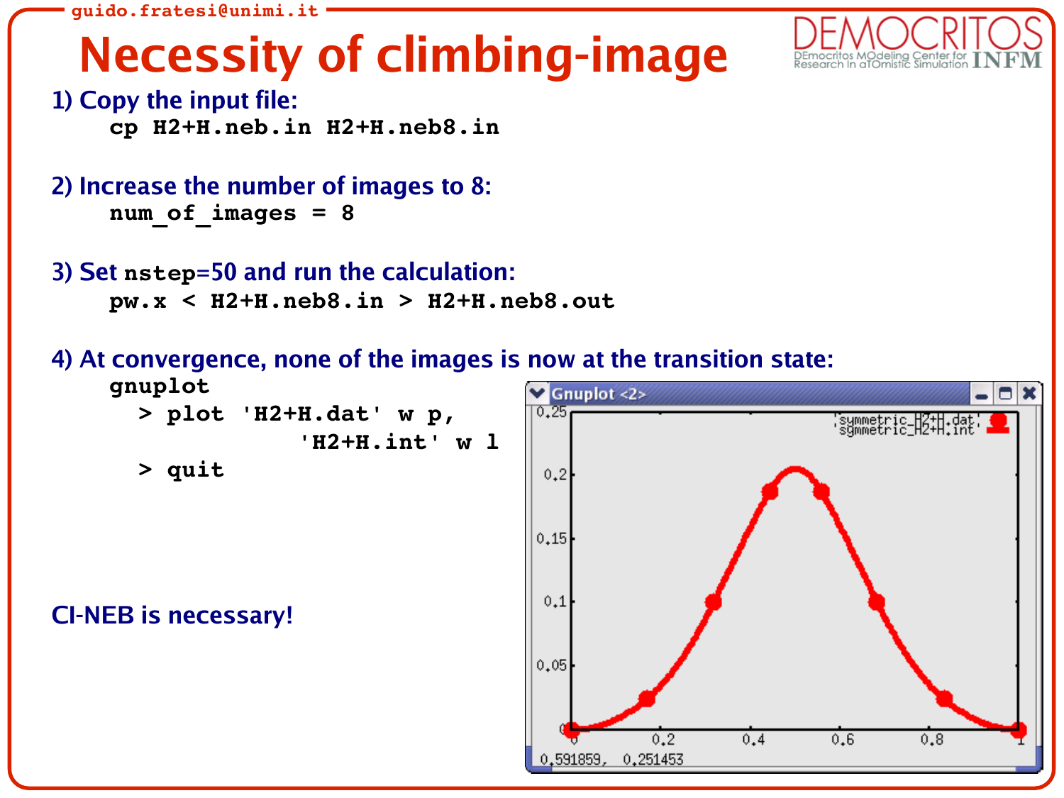# Necessity of climbing-image

1) Copy the input file:

```
cp H2+H.neb.in H2+H.neb8.in
```

2) Increase the number of images to 8:

```
num_of_images = 8
```

3) Set `nstep=50` and run the calculation:

```
pw.x < H2+H.neb8.in > H2+H.neb8.out
```

4) At convergence, none of the images is now at the transition state:

```
gnuplot
  > plot 'H2+H.dat' w p,
         'H2+H.int' w l
  > quit
```

CI-NEB is necessary!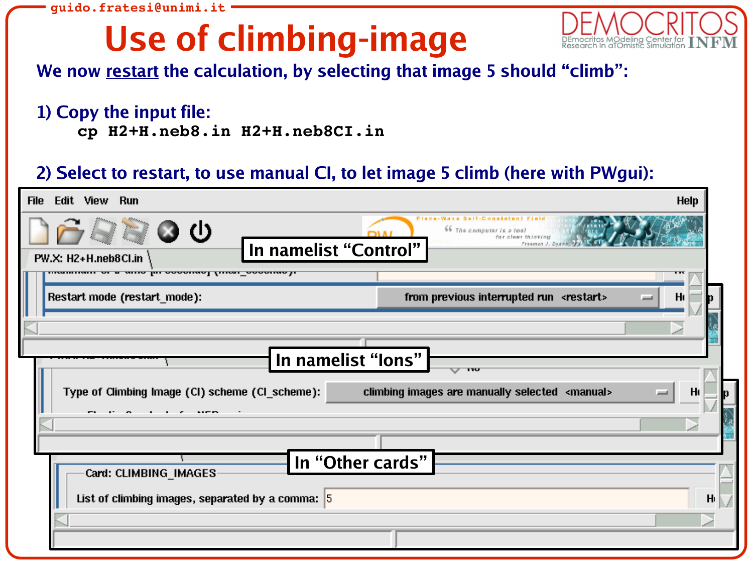# Use of climbing-image

We now <u>restart</u> the calculation, by selecting that image 5 should "climb":

1) Copy the input file:

```
cp H2+H.neb8.in H2+H.neb8CI.in
```

2) Select to restart, to use manual CI, to let image 5 climb (here with PWgui):

**In namelist "Control"**

Restart mode (restart_mode): from previous interrupted run <restart>

**In namelist "Ions"**

Type of Climbing Image (CI) scheme (CI_scheme): climbing images are manually selected <manual>

**In "Other cards"**

Card: CLIMBING_IMAGES

List of climbing images, separated by a comma: 5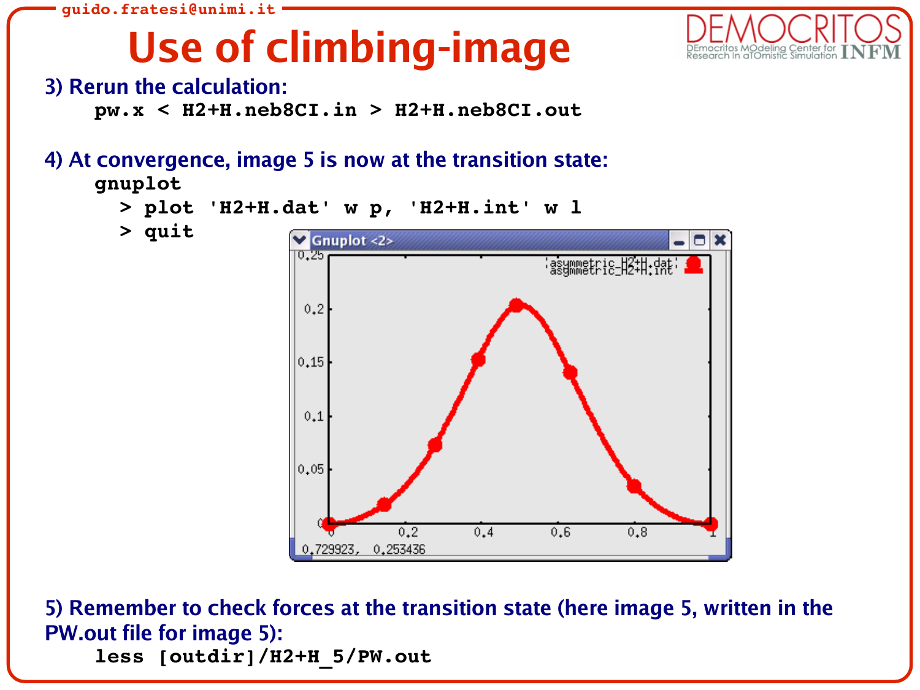# Use of climbing-image

3) Rerun the calculation:

```
pw.x < H2+H.neb8CI.in > H2+H.neb8CI.out
```

4) At convergence, image 5 is now at the transition state:

```
gnuplot
  > plot 'H2+H.dat' w p, 'H2+H.int' w l
  > quit
```

5) Remember to check forces at the transition state (here image 5, written in the PW.out file for image 5):

```
less [outdir]/H2+H_5/PW.out
```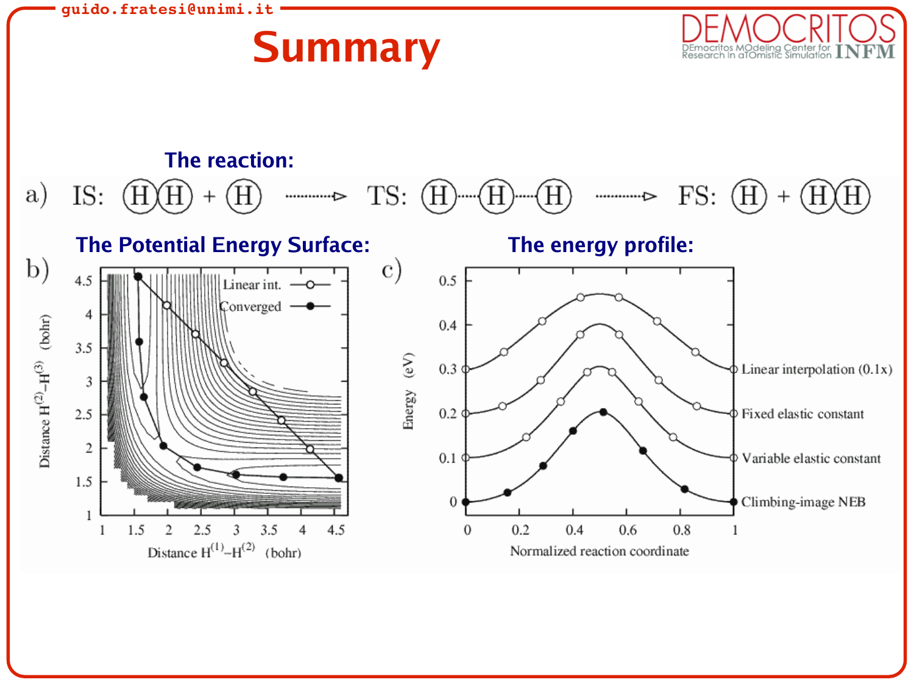# Summary

**The reaction:**

a) IS: (H)(H) + (H) ············▷ TS: (H)·····(H)·····(H) ············▷ FS: (H) + (H)(H)

**The Potential Energy Surface:**

b)

Linear int.
Converged

Distance $H^{(2)}$–$H^{(3)}$ (bohr)

4.5
4
3.5
3
2.5
2
1.5
1

1 1.5 2 2.5 3 3.5 4 4.5

Distance $H^{(1)}$–$H^{(2)}$ (bohr)

**The energy profile:**

c)

Energy (eV)

0.5
0.4
0.3
0.2
0.1
0

0 0.2 0.4 0.6 0.8 1

Normalized reaction coordinate

Linear interpolation (0.1x)
Fixed elastic constant
Variable elastic constant
Climbing-image NEB